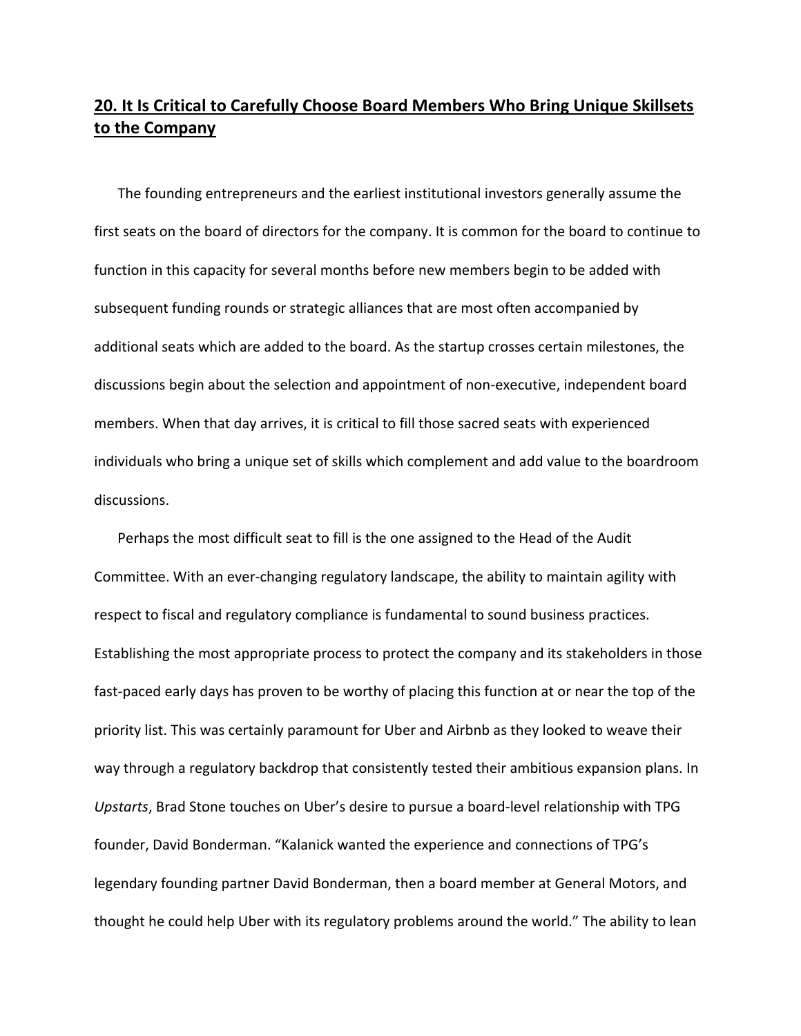## 20. It Is Critical to Carefully Choose Board Members Who Bring Unique Skillsets to the Company

The founding entrepreneurs and the earliest institutional investors generally assume the first seats on the board of directors for the company. It is common for the board to continue to function in this capacity for several months before new members begin to be added with subsequent funding rounds or strategic alliances that are most often accompanied by additional seats which are added to the board. As the startup crosses certain milestones, the discussions begin about the selection and appointment of non-executive, independent board members. When that day arrives, it is critical to fill those sacred seats with experienced individuals who bring a unique set of skills which complement and add value to the boardroom discussions.

Perhaps the most difficult seat to fill is the one assigned to the Head of the Audit Committee. With an ever-changing regulatory landscape, the ability to maintain agility with respect to fiscal and regulatory compliance is fundamental to sound business practices. Establishing the most appropriate process to protect the company and its stakeholders in those fast-paced early days has proven to be worthy of placing this function at or near the top of the priority list. This was certainly paramount for Uber and Airbnb as they looked to weave their way through a regulatory backdrop that consistently tested their ambitious expansion plans. In *Upstarts*, Brad Stone touches on Uber's desire to pursue a board-level relationship with TPG founder, David Bonderman. "Kalanick wanted the experience and connections of TPG's legendary founding partner David Bonderman, then a board member at General Motors, and thought he could help Uber with its regulatory problems around the world." The ability to lean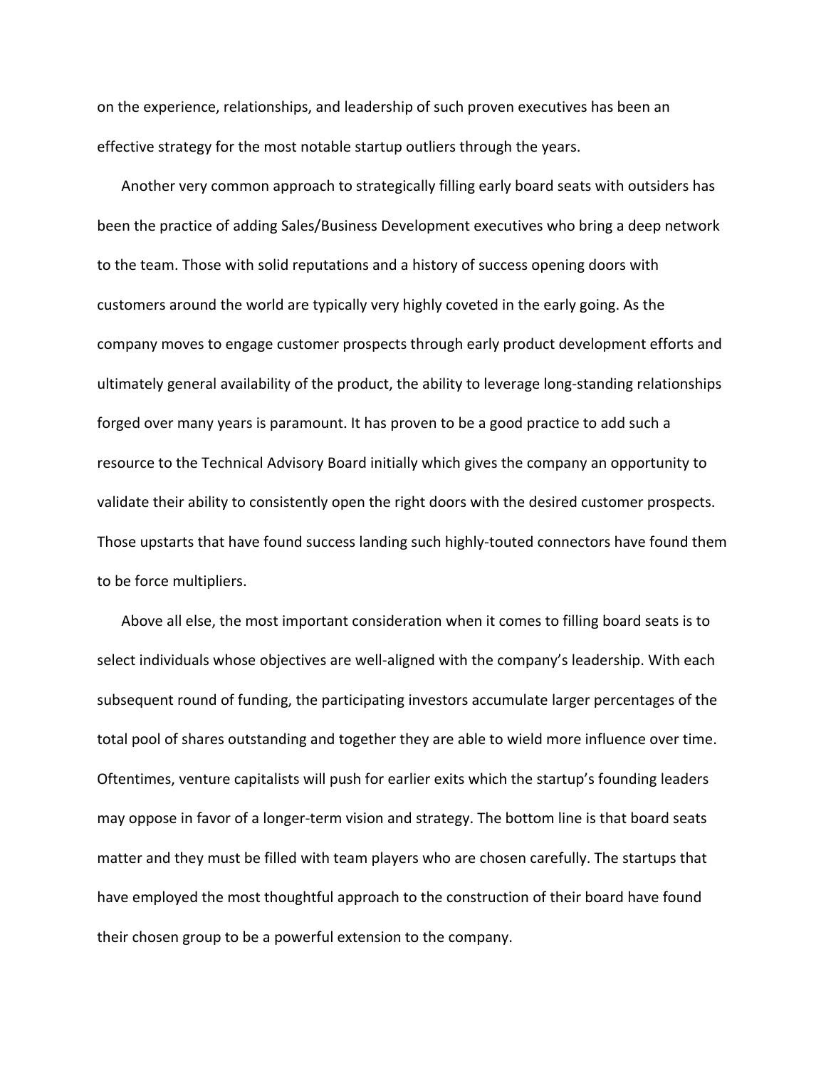on the experience, relationships, and leadership of such proven executives has been an effective strategy for the most notable startup outliers through the years.

Another very common approach to strategically filling early board seats with outsiders has been the practice of adding Sales/Business Development executives who bring a deep network to the team. Those with solid reputations and a history of success opening doors with customers around the world are typically very highly coveted in the early going. As the company moves to engage customer prospects through early product development efforts and ultimately general availability of the product, the ability to leverage long-standing relationships forged over many years is paramount. It has proven to be a good practice to add such a resource to the Technical Advisory Board initially which gives the company an opportunity to validate their ability to consistently open the right doors with the desired customer prospects. Those upstarts that have found success landing such highly-touted connectors have found them to be force multipliers.

Above all else, the most important consideration when it comes to filling board seats is to select individuals whose objectives are well-aligned with the company's leadership. With each subsequent round of funding, the participating investors accumulate larger percentages of the total pool of shares outstanding and together they are able to wield more influence over time. Oftentimes, venture capitalists will push for earlier exits which the startup's founding leaders may oppose in favor of a longer-term vision and strategy. The bottom line is that board seats matter and they must be filled with team players who are chosen carefully. The startups that have employed the most thoughtful approach to the construction of their board have found their chosen group to be a powerful extension to the company.